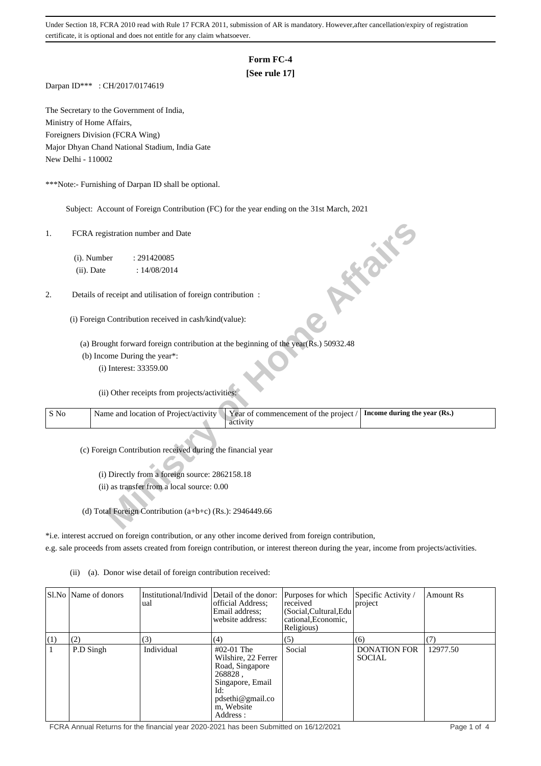Under Section 18, FCRA 2010 read with Rule 17 FCRA 2011, submission of AR is mandatory. However,after cancellation/expiry of registration certificate, it is optional and does not entitle for any claim whatsoever.

# Form FC-4

**[See rule 17]**

Darpan ID*** : CH/2017/0174619

The Secretary to the Government of India,
Ministry of Home Affairs,
Foreigners Division (FCRA Wing)
Major Dhyan Chand National Stadium, India Gate
New Delhi - 110002

***Note:- Furnishing of Darpan ID shall be optional.

Subject: Account of Foreign Contribution (FC) for the year ending on the 31st March, 2021

1. FCRA registration number and Date

   (i). Number : 291420085

   (ii). Date : 14/08/2014

2. Details of receipt and utilisation of foreign contribution :

   (i) Foreign Contribution received in cash/kind(value):

   (a) Brought forward foreign contribution at the beginning of the year(Rs.) 50932.48

   (b) Income During the year*:

   (i) Interest: 33359.00

   (ii) Other receipts from projects/activities:

| S No | Name and location of Project/activity | Year of commencement of the project / activity | Income during the year (Rs.) |
|---|---|---|---|

   (c) Foreign Contribution received during the financial year

   (i) Directly from a foreign source: 2862158.18

   (ii) as transfer from a local source: 0.00

   (d) Total Foreign Contribution (a+b+c) (Rs.): 2946449.66

*i.e. interest accrued on foreign contribution, or any other income derived from foreign contribution,
e.g. sale proceeds from assets created from foreign contribution, or interest thereon during the year, income from projects/activities.

(ii) (a). Donor wise detail of foreign contribution received:

| Sl.No | Name of donors | Institutional/Individual | Detail of the donor: official Address; Email address; website address: | Purposes for which received (Social,Cultural,Educational,Economic, Religious) | Specific Activity / project | Amount Rs |
|---|---|---|---|---|---|---|
| (1) | (2) | (3) | (4) | (5) | (6) | (7) |
| 1 | P.D Singh | Individual | #02-01 The Wilshire, 22 Ferrer Road, Singapore 268828 , Singapore, Email Id: pdsethi@gmail.com, Website Address : | Social | DONATION FOR SOCIAL | 12977.50 |

FCRA Annual Returns for the financial year 2020-2021 has been Submitted on 16/12/2021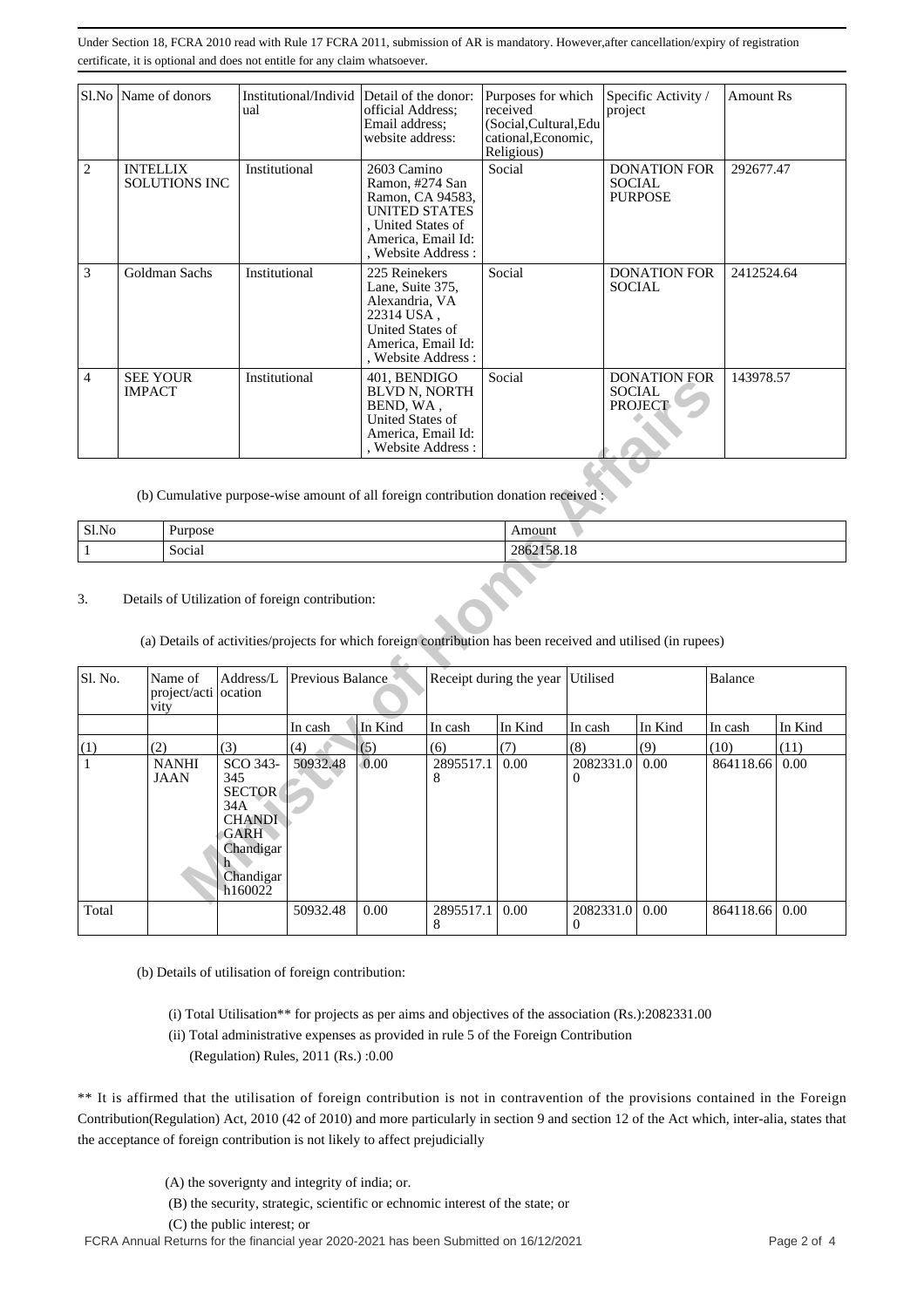Under Section 18, FCRA 2010 read with Rule 17 FCRA 2011, submission of AR is mandatory. However,after cancellation/expiry of registration certificate, it is optional and does not entitle for any claim whatsoever.

| Sl.No | Name of donors | Institutional/Individual | Detail of the donor: official Address; Email address; website address: | Purposes for which received (Social,Cultural,Educational,Economic, Religious) | Specific Activity / project | Amount Rs |
|---|---|---|---|---|---|---|
| 2 | INTELLIX SOLUTIONS INC | Institutional | 2603 Camino Ramon, #274 San Ramon, CA 94583, UNITED STATES , United States of America, Email Id: , Website Address : | Social | DONATION FOR SOCIAL PURPOSE | 292677.47 |
| 3 | Goldman Sachs | Institutional | 225 Reinekers Lane, Suite 375, Alexandria, VA 22314 USA , United States of America, Email Id: , Website Address : | Social | DONATION FOR SOCIAL | 2412524.64 |
| 4 | SEE YOUR IMPACT | Institutional | 401, BENDIGO BLVD N, NORTH BEND, WA , United States of America, Email Id: , Website Address : | Social | DONATION FOR SOCIAL PROJECT | 143978.57 |

(b) Cumulative purpose-wise amount of all foreign contribution donation received :

| Sl.No | Purpose | Amount |
|---|---|---|
| 1 | Social | 2862158.18 |

3. Details of Utilization of foreign contribution:

(a) Details of activities/projects for which foreign contribution has been received and utilised (in rupees)

| Sl. No. | Name of project/activity | Address/Location | Previous Balance | | Receipt during the year | | Utilised | | Balance | |
|---|---|---|---|---|---|---|---|---|---|---|
| | | | In cash | In Kind | In cash | In Kind | In cash | In Kind | In cash | In Kind |
| (1) | (2) | (3) | (4) | (5) | (6) | (7) | (8) | (9) | (10) | (11) |
| 1 | NANHI JAAN | SCO 343-345 SECTOR 34A CHANDIGARH Chandigarh Chandigarh160022 | 50932.48 | 0.00 | 2895517.18 | 0.00 | 2082331.00 | 0.00 | 864118.66 | 0.00 |
| Total | | | 50932.48 | 0.00 | 2895517.18 | 0.00 | 2082331.00 | 0.00 | 864118.66 | 0.00 |

(b) Details of utilisation of foreign contribution:

(i) Total Utilisation** for projects as per aims and objectives of the association (Rs.):2082331.00

(ii) Total administrative expenses as provided in rule 5 of the Foreign Contribution (Regulation) Rules, 2011 (Rs.) :0.00

** It is affirmed that the utilisation of foreign contribution is not in contravention of the provisions contained in the Foreign Contribution(Regulation) Act, 2010 (42 of 2010) and more particularly in section 9 and section 12 of the Act which, inter-alia, states that the acceptance of foreign contribution is not likely to affect prejudicially

(A) the soverignty and integrity of india; or.

(B) the security, strategic, scientific or echnomic interest of the state; or

(C) the public interest; or

FCRA Annual Returns for the financial year 2020-2021 has been Submitted on 16/12/2021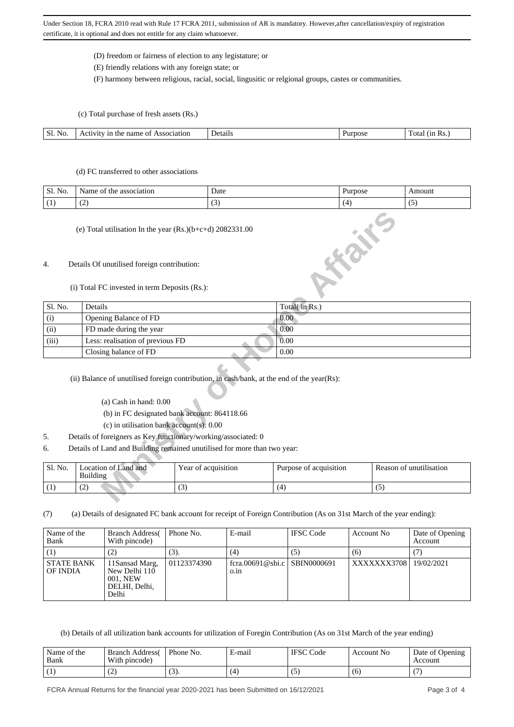Under Section 18, FCRA 2010 read with Rule 17 FCRA 2011, submission of AR is mandatory. However,after cancellation/expiry of registration certificate, it is optional and does not entitle for any claim whatsoever.

(D) freedom or fairness of election to any legistature; or

(E) friendly relations with any foreign state; or

(F) harmony between religious, racial, social, lingusitic or relgional groups, castes or communities.

(c) Total purchase of fresh assets (Rs.)

| Sl. No. | Activity in the name of Association | Details | Purpose | Total (in Rs.) |
|---|---|---|---|---|

(d) FC transferred to other associations

| Sl. No. | Name of the association | Date | Purpose | Amount |
|---|---|---|---|---|
| (1) | (2) | (3) | (4) | (5) |

(e) Total utilisation In the year (Rs.)(b+c+d) 2082331.00

4. Details Of unutilised foreign contribution:

(i) Total FC invested in term Deposits (Rs.):

| Sl. No. | Details | Total( in Rs.) |
|---|---|---|
| (i) | Opening Balance of FD | 0.00 |
| (ii) | FD made during the year | 0.00 |
| (iii) | Less: realisation of previous FD | 0.00 |
| | Closing balance of FD | 0.00 |

(ii) Balance of unutilised foreign contribution, in cash/bank, at the end of the year(Rs):

(a) Cash in hand: 0.00

(b) in FC designated bank account: 864118.66

(c) in utilisation bank account(s): 0.00

5. Details of foreigners as Key functionary/working/associated: 0

6. Details of Land and Building remained unutilised for more than two year:

| Sl. No. | Location of Land and Building | Year of acquisition | Purpose of acquisition | Reason of unutilisation |
|---|---|---|---|---|
| (1) | (2) | (3) | (4) | (5) |

(7) (a) Details of designated FC bank account for receipt of Foreign Contribution (As on 31st March of the year ending):

| Name of the Bank | Branch Address( With pincode) | Phone No. | E-mail | IFSC Code | Account No | Date of Opening Account |
|---|---|---|---|---|---|---|
| (1) | (2) | (3). | (4) | (5) | (6) | (7) |
| STATE BANK OF INDIA | 11Sansad Marg, New Delhi 110 001, NEW DELHI, Delhi, Delhi | 01123374390 | fcra.00691@sbi.co.in | SBIN0000691 | XXXXXXX3708 | 19/02/2021 |

(b) Details of all utilization bank accounts for utilization of Foregin Contribution (As on 31st March of the year ending)

| Name of the Bank | Branch Address( With pincode) | Phone No. | E-mail | IFSC Code | Account No | Date of Opening Account |
|---|---|---|---|---|---|---|
| (1) | (2) | (3). | (4) | (5) | (6) | (7) |

FCRA Annual Returns for the financial year 2020-2021 has been Submitted on 16/12/2021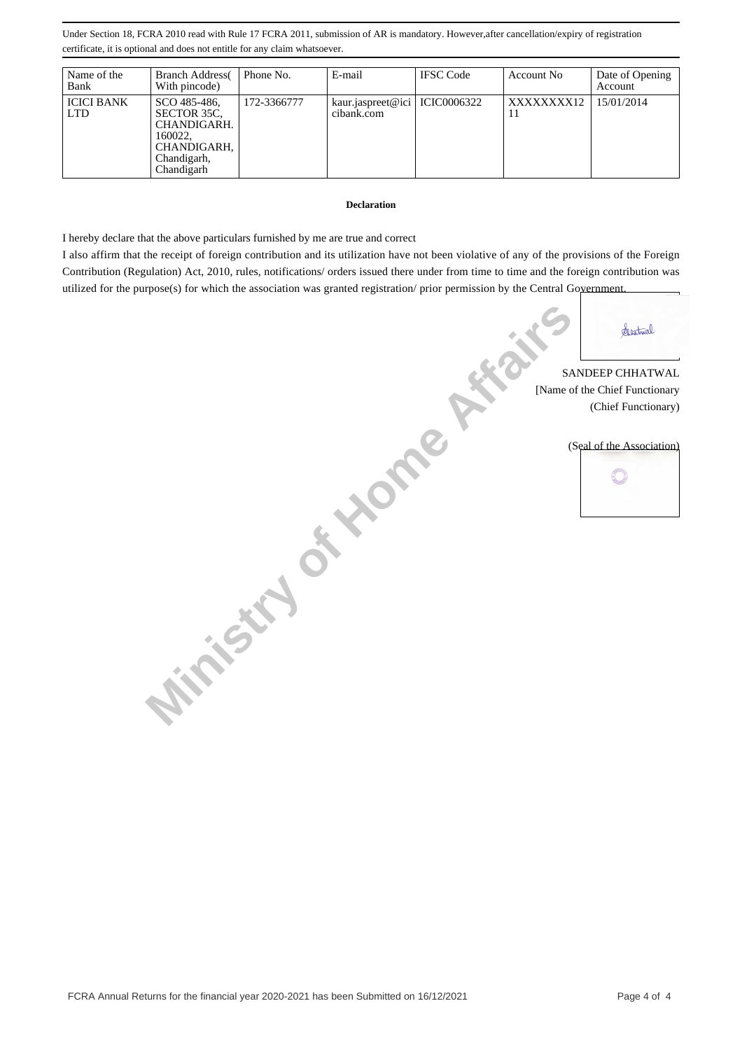Under Section 18, FCRA 2010 read with Rule 17 FCRA 2011, submission of AR is mandatory. However,after cancellation/expiry of registration certificate, it is optional and does not entitle for any claim whatsoever.

| Name of the Bank | Branch Address( With pincode) | Phone No. | E-mail | IFSC Code | Account No | Date of Opening Account |
|---|---|---|---|---|---|---|
| ICICI BANK LTD | SCO 485-486, SECTOR 35C, CHANDIGARH. 160022, CHANDIGARH, Chandigarh, Chandigarh | 172-3366777 | kaur.jaspreet@icicibank.com | ICIC0006322 | XXXXXXXX1211 | 15/01/2014 |

**Declaration**

I hereby declare that the above particulars furnished by me are true and correct

I also affirm that the receipt of foreign contribution and its utilization have not been violative of any of the provisions of the Foreign Contribution (Regulation) Act, 2010, rules, notifications/ orders issued there under from time to time and the foreign contribution was utilized for the purpose(s) for which the association was granted registration/ prior permission by the Central Government.

SANDEEP CHHATWAL
[Name of the Chief Functionary
(Chief Functionary)

(Seal of the Association)

FCRA Annual Returns for the financial year 2020-2021 has been Submitted on 16/12/2021